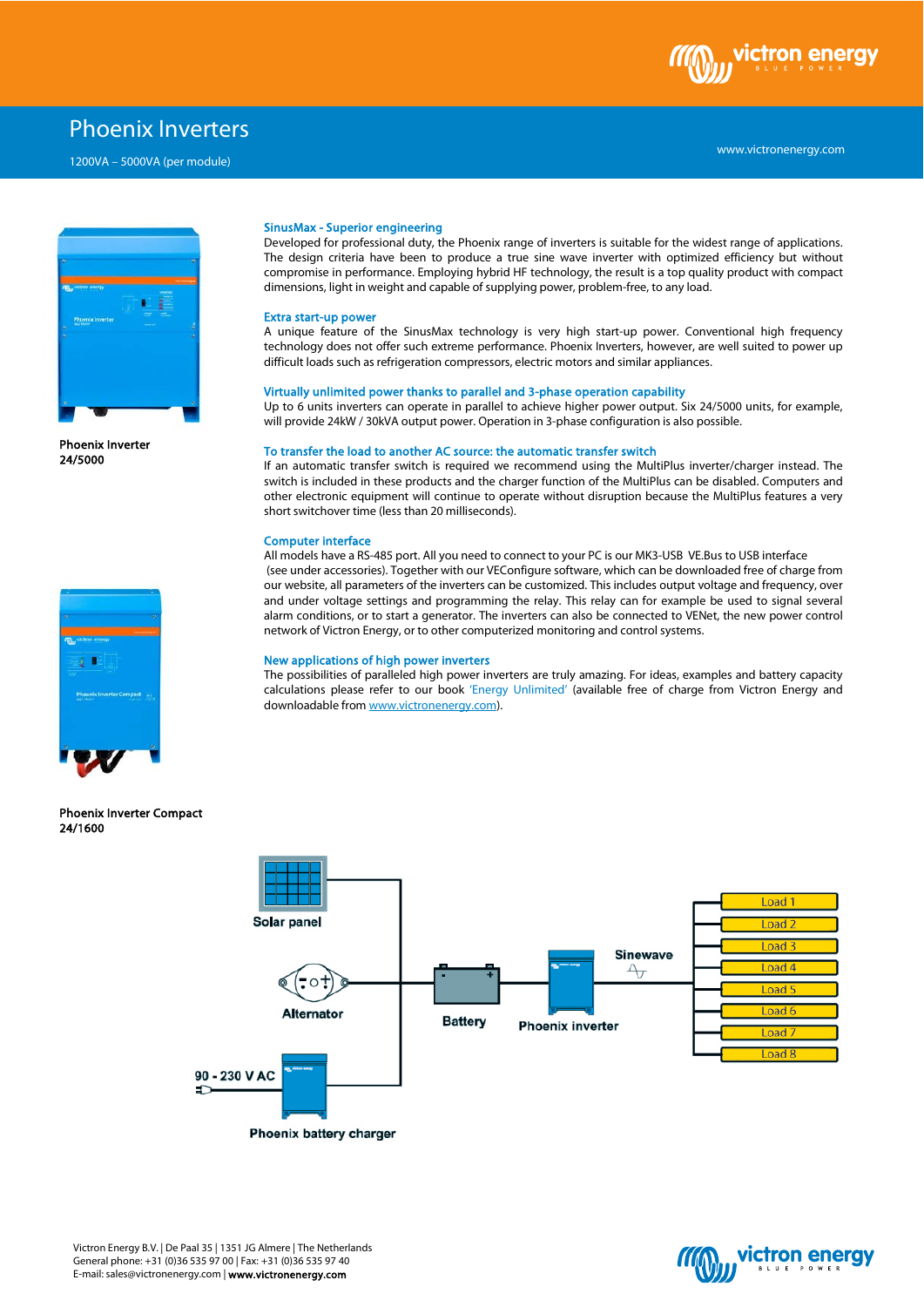# Phoenix Inverters

1200VA – 5000VA (per module)

www.victronenergy.com

**Phoenix Inverter 24/5000**

**Phoenix Inverter Compact 24/1600**

### SinusMax - Superior engineering

Developed for professional duty, the Phoenix range of inverters is suitable for the widest range of applications. The design criteria have been to produce a true sine wave inverter with optimized efficiency but without compromise in performance. Employing hybrid HF technology, the result is a top quality product with compact dimensions, light in weight and capable of supplying power, problem-free, to any load.

### Extra start-up power

A unique feature of the SinusMax technology is very high start-up power. Conventional high frequency technology does not offer such extreme performance. Phoenix Inverters, however, are well suited to power up difficult loads such as refrigeration compressors, electric motors and similar appliances.

### Virtually unlimited power thanks to parallel and 3-phase operation capability

Up to 6 units inverters can operate in parallel to achieve higher power output. Six 24/5000 units, for example, will provide 24kW / 30kVA output power. Operation in 3-phase configuration is also possible.

### To transfer the load to another AC source: the automatic transfer switch

If an automatic transfer switch is required we recommend using the MultiPlus inverter/charger instead. The switch is included in these products and the charger function of the MultiPlus can be disabled. Computers and other electronic equipment will continue to operate without disruption because the MultiPlus features a very short switchover time (less than 20 milliseconds).

### Computer interface

All models have a RS-485 port. All you need to connect to your PC is our MK3-USB VE.Bus to USB interface (see under accessories). Together with our VEConfigure software, which can be downloaded free of charge from our website, all parameters of the inverters can be customized. This includes output voltage and frequency, over and under voltage settings and programming the relay. This relay can for example be used to signal several alarm conditions, or to start a generator. The inverters can also be connected to VENet, the new power control network of Victron Energy, or to other computerized monitoring and control systems.

### New applications of high power inverters

The possibilities of paralleled high power inverters are truly amazing. For ideas, examples and battery capacity calculations please refer to our book 'Energy Unlimited' (available free of charge from Victron Energy and downloadable from www.victronenergy.com).

Solar panel | Alternator | 90 - 230 V AC | Phoenix battery charger | Battery | Phoenix inverter | Sinewave | Load 1 | Load 2 | Load 3 | Load 4 | Load 5 | Load 6 | Load 7 | Load 8

Victron Energy B.V. | De Paal 35 | 1351 JG Almere | The Netherlands
General phone: +31 (0)36 535 97 00 | Fax: +31 (0)36 535 97 40
E-mail: sales@victronenergy.com | **www.victronenergy.com**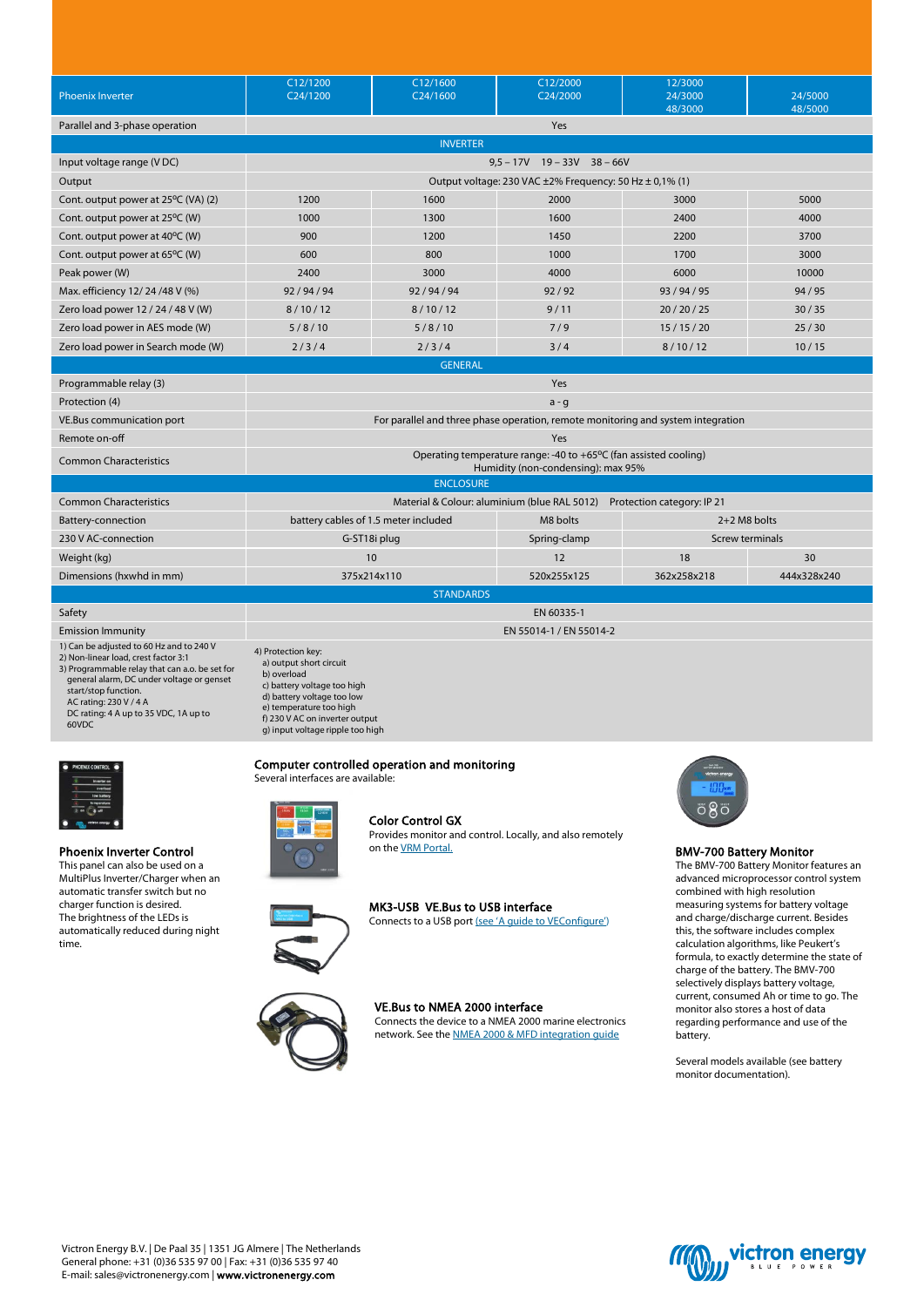| Phoenix Inverter | C12/1200 C24/1200 | C12/1600 C24/1600 | C12/2000 C24/2000 | 12/3000 24/3000 48/3000 | 24/5000 48/5000 |
|---|---|---|---|---|---|
| Parallel and 3-phase operation | Yes | | | | |
| INVERTER | | | | | |
| Input voltage range (V DC) | 9,5 – 17V 19 – 33V 38 – 66V | | | | |
| Output | Output voltage: 230 VAC ±2% Frequency: 50 Hz ± 0,1% (1) | | | | |
| Cont. output power at 25ºC (VA) (2) | 1200 | 1600 | 2000 | 3000 | 5000 |
| Cont. output power at 25ºC (W) | 1000 | 1300 | 1600 | 2400 | 4000 |
| Cont. output power at 40ºC (W) | 900 | 1200 | 1450 | 2200 | 3700 |
| Cont. output power at 65ºC (W) | 600 | 800 | 1000 | 1700 | 3000 |
| Peak power (W) | 2400 | 3000 | 4000 | 6000 | 10000 |
| Max. efficiency 12/ 24 /48 V (%) | 92 / 94 / 94 | 92 / 94 / 94 | 92 / 92 | 93 / 94 / 95 | 94 / 95 |
| Zero load power 12 / 24 / 48 V (W) | 8 / 10 / 12 | 8 / 10 / 12 | 9 / 11 | 20 / 20 / 25 | 30 / 35 |
| Zero load power in AES mode (W) | 5 / 8 / 10 | 5 / 8 / 10 | 7 / 9 | 15 / 15 / 20 | 25 / 30 |
| Zero load power in Search mode (W) | 2 / 3 / 4 | 2 / 3 / 4 | 3 / 4 | 8 / 10 / 12 | 10 / 15 |
| GENERAL | | | | | |
| Programmable relay (3) | Yes | | | | |
| Protection (4) | a - g | | | | |
| VE.Bus communication port | For parallel and three phase operation, remote monitoring and system integration | | | | |
| Remote on-off | Yes | | | | |
| Common Characteristics | Operating temperature range: -40 to +65ºC (fan assisted cooling) Humidity (non-condensing): max 95% | | | | |
| ENCLOSURE | | | | | |
| Common Characteristics | Material & Colour: aluminium (blue RAL 5012) Protection category: IP 21 | | | | |
| Battery-connection | battery cables of 1.5 meter included | | M8 bolts | 2+2 M8 bolts | |
| 230 V AC-connection | G-ST18i plug | | Spring-clamp | Screw terminals | |
| Weight (kg) | 10 | | 12 | 18 | 30 |
| Dimensions (hxwhd in mm) | 375x214x110 | | 520x255x125 | 362x258x218 | 444x328x240 |
| STANDARDS | | | | | |
| Safety | EN 60335-1 | | | | |
| Emission Immunity | EN 55014-1 / EN 55014-2 | | | | |

1) Can be adjusted to 60 Hz and to 240 V
2) Non-linear load, crest factor 3:1
3) Programmable relay that can a.o. be set for general alarm, DC under voltage or genset start/stop function.
AC rating: 230 V / 4 A
DC rating: 4 A up to 35 VDC, 1A up to 60VDC

4) Protection key:
a) output short circuit
b) overload
c) battery voltage too high
d) battery voltage too low
e) temperature too high
f) 230 V AC on inverter output
g) input voltage ripple too high

### Phoenix Inverter Control

This panel can also be used on a MultiPlus Inverter/Charger when an automatic transfer switch but no charger function is desired.
The brightness of the LEDs is automatically reduced during night time.

### Computer controlled operation and monitoring

Several interfaces are available:

### Color Control GX

Provides monitor and control. Locally, and also remotely on the VRM Portal.

### MK3-USB VE.Bus to USB interface

Connects to a USB port (see 'A guide to VEConfigure')

### VE.Bus to NMEA 2000 interface

Connects the device to a NMEA 2000 marine electronics network. See the NMEA 2000 & MFD integration guide

### BMV-700 Battery Monitor

The BMV-700 Battery Monitor features an advanced microprocessor control system combined with high resolution measuring systems for battery voltage and charge/discharge current. Besides this, the software includes complex calculation algorithms, like Peukert's formula, to exactly determine the state of charge of the battery. The BMV-700 selectively displays battery voltage, current, consumed Ah or time to go. The monitor also stores a host of data regarding performance and use of the battery.

Several models available (see battery monitor documentation).

Victron Energy B.V. | De Paal 35 | 1351 JG Almere | The Netherlands
General phone: +31 (0)36 535 97 00 | Fax: +31 (0)36 535 97 40
E-mail: sales@victronenergy.com | **www.victronenergy.com**